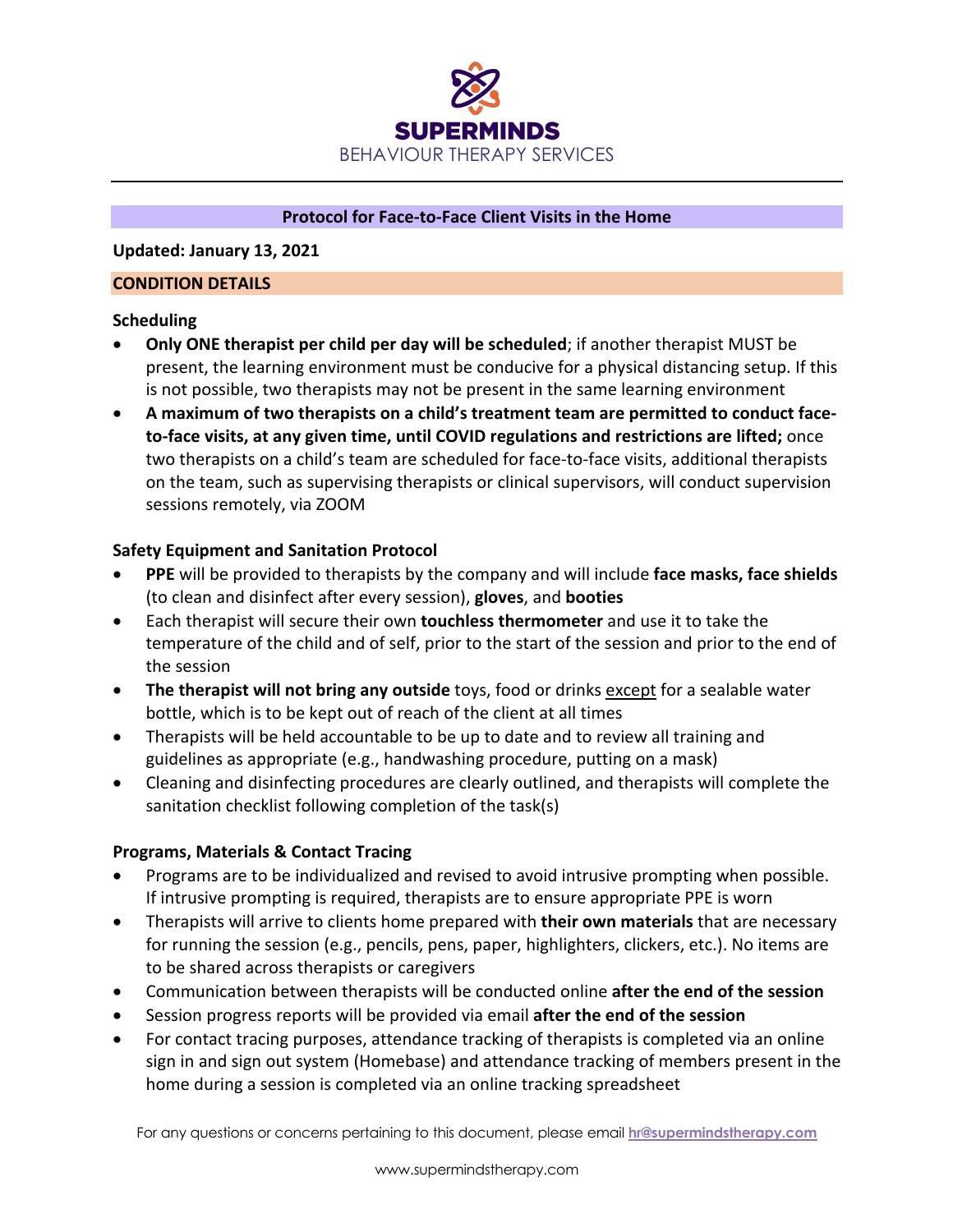# SUPERMINDS

BEHAVIOUR THERAPY SERVICES

## Protocol for Face-to-Face Client Visits in the Home

**Updated: January 13, 2021**

## CONDITION DETAILS

### Scheduling

- **Only ONE therapist per child per day will be scheduled**; if another therapist MUST be present, the learning environment must be conducive for a physical distancing setup. If this is not possible, two therapists may not be present in the same learning environment
- **A maximum of two therapists on a child's treatment team are permitted to conduct face-to-face visits, at any given time, until COVID regulations and restrictions are lifted;** once two therapists on a child's team are scheduled for face-to-face visits, additional therapists on the team, such as supervising therapists or clinical supervisors, will conduct supervision sessions remotely, via ZOOM

### Safety Equipment and Sanitation Protocol

- **PPE** will be provided to therapists by the company and will include **face masks, face shields** (to clean and disinfect after every session), **gloves**, and **booties**
- Each therapist will secure their own **touchless thermometer** and use it to take the temperature of the child and of self, prior to the start of the session and prior to the end of the session
- **The therapist will not bring any outside** toys, food or drinks <u>except</u> for a sealable water bottle, which is to be kept out of reach of the client at all times
- Therapists will be held accountable to be up to date and to review all training and guidelines as appropriate (e.g., handwashing procedure, putting on a mask)
- Cleaning and disinfecting procedures are clearly outlined, and therapists will complete the sanitation checklist following completion of the task(s)

### Programs, Materials & Contact Tracing

- Programs are to be individualized and revised to avoid intrusive prompting when possible. If intrusive prompting is required, therapists are to ensure appropriate PPE is worn
- Therapists will arrive to clients home prepared with **their own materials** that are necessary for running the session (e.g., pencils, pens, paper, highlighters, clickers, etc.). No items are to be shared across therapists or caregivers
- Communication between therapists will be conducted online **after the end of the session**
- Session progress reports will be provided via email **after the end of the session**
- For contact tracing purposes, attendance tracking of therapists is completed via an online sign in and sign out system (Homebase) and attendance tracking of members present in the home during a session is completed via an online tracking spreadsheet

For any questions or concerns pertaining to this document, please email **hr@supermindstherapy.com**

www.supermindstherapy.com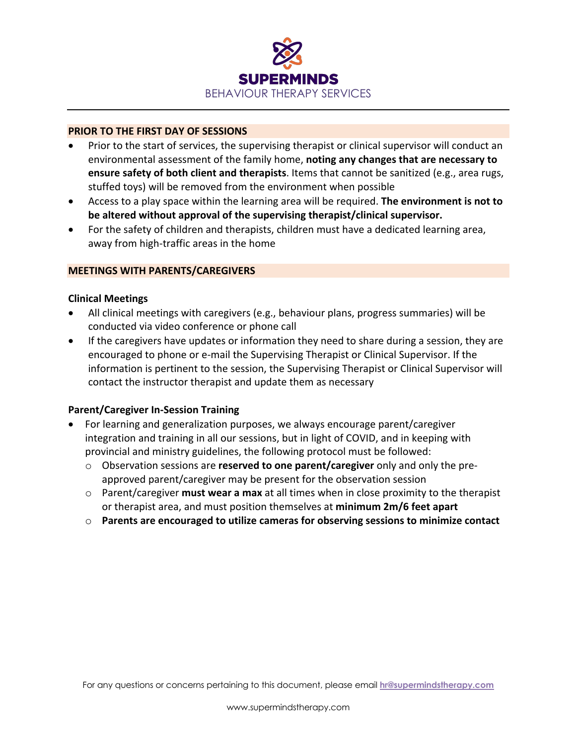## PRIOR TO THE FIRST DAY OF SESSIONS

- Prior to the start of services, the supervising therapist or clinical supervisor will conduct an environmental assessment of the family home, **noting any changes that are necessary to ensure safety of both client and therapists**. Items that cannot be sanitized (e.g., area rugs, stuffed toys) will be removed from the environment when possible
- Access to a play space within the learning area will be required. **The environment is not to be altered without approval of the supervising therapist/clinical supervisor.**
- For the safety of children and therapists, children must have a dedicated learning area, away from high-traffic areas in the home

## MEETINGS WITH PARENTS/CAREGIVERS

### Clinical Meetings

- All clinical meetings with caregivers (e.g., behaviour plans, progress summaries) will be conducted via video conference or phone call
- If the caregivers have updates or information they need to share during a session, they are encouraged to phone or e-mail the Supervising Therapist or Clinical Supervisor. If the information is pertinent to the session, the Supervising Therapist or Clinical Supervisor will contact the instructor therapist and update them as necessary

### Parent/Caregiver In-Session Training

- For learning and generalization purposes, we always encourage parent/caregiver integration and training in all our sessions, but in light of COVID, and in keeping with provincial and ministry guidelines, the following protocol must be followed:
  - Observation sessions are **reserved to one parent/caregiver** only and only the pre-approved parent/caregiver may be present for the observation session
  - Parent/caregiver **must wear a max** at all times when in close proximity to the therapist or therapist area, and must position themselves at **minimum 2m/6 feet apart**
  - **Parents are encouraged to utilize cameras for observing sessions to minimize contact**

For any questions or concerns pertaining to this document, please email hr@supermindstherapy.com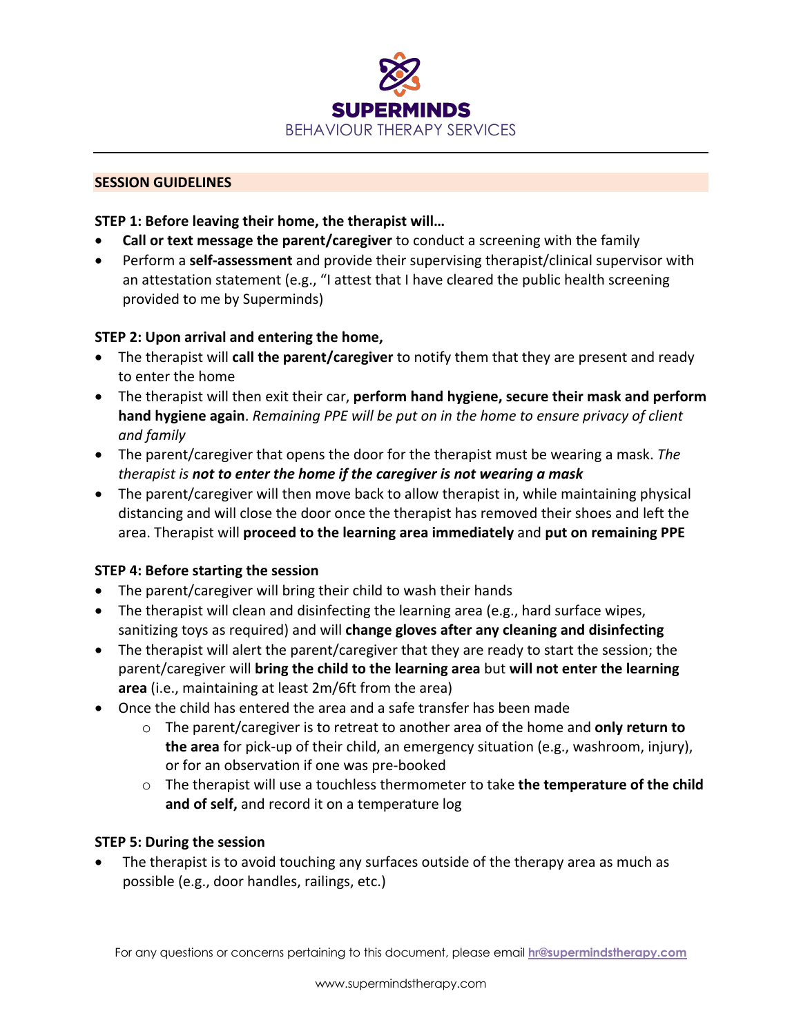SUPERMINDS
BEHAVIOUR THERAPY SERVICES

## SESSION GUIDELINES

**STEP 1: Before leaving their home, the therapist will…**

- **Call or text message the parent/caregiver** to conduct a screening with the family
- Perform a **self-assessment** and provide their supervising therapist/clinical supervisor with an attestation statement (e.g., "I attest that I have cleared the public health screening provided to me by Superminds)

**STEP 2: Upon arrival and entering the home,**

- The therapist will **call the parent/caregiver** to notify them that they are present and ready to enter the home
- The therapist will then exit their car, **perform hand hygiene, secure their mask and perform hand hygiene again**. *Remaining PPE will be put on in the home to ensure privacy of client and family*
- The parent/caregiver that opens the door for the therapist must be wearing a mask. *The therapist is **not to enter the home if the caregiver is not wearing a mask***
- The parent/caregiver will then move back to allow therapist in, while maintaining physical distancing and will close the door once the therapist has removed their shoes and left the area. Therapist will **proceed to the learning area immediately** and **put on remaining PPE**

**STEP 4: Before starting the session**

- The parent/caregiver will bring their child to wash their hands
- The therapist will clean and disinfecting the learning area (e.g., hard surface wipes, sanitizing toys as required) and will **change gloves after any cleaning and disinfecting**
- The therapist will alert the parent/caregiver that they are ready to start the session; the parent/caregiver will **bring the child to the learning area** but **will not enter the learning area** (i.e., maintaining at least 2m/6ft from the area)
- Once the child has entered the area and a safe transfer has been made
  - The parent/caregiver is to retreat to another area of the home and **only return to the area** for pick-up of their child, an emergency situation (e.g., washroom, injury), or for an observation if one was pre-booked
  - The therapist will use a touchless thermometer to take **the temperature of the child and of self,** and record it on a temperature log

**STEP 5: During the session**

- The therapist is to avoid touching any surfaces outside of the therapy area as much as possible (e.g., door handles, railings, etc.)

For any questions or concerns pertaining to this document, please email [hr@supermindstherapy.com](mailto:hr@supermindstherapy.com)

www.supermindstherapy.com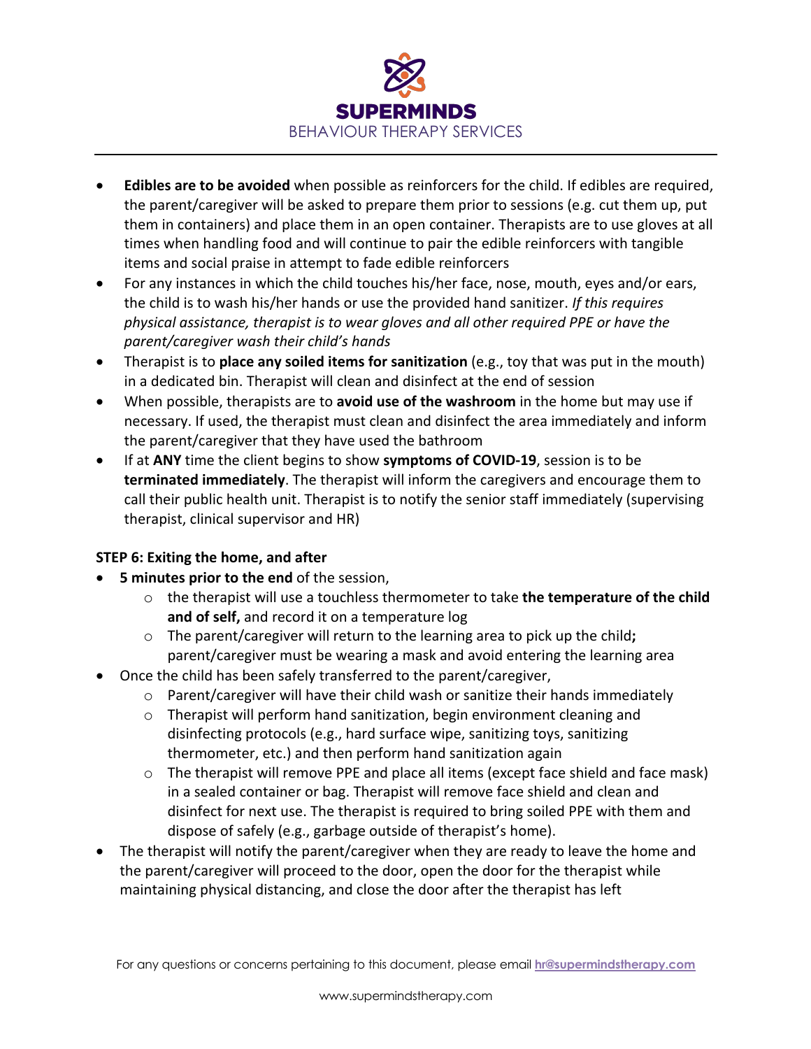- **Edibles are to be avoided** when possible as reinforcers for the child. If edibles are required, the parent/caregiver will be asked to prepare them prior to sessions (e.g. cut them up, put them in containers) and place them in an open container. Therapists are to use gloves at all times when handling food and will continue to pair the edible reinforcers with tangible items and social praise in attempt to fade edible reinforcers
- For any instances in which the child touches his/her face, nose, mouth, eyes and/or ears, the child is to wash his/her hands or use the provided hand sanitizer. *If this requires physical assistance, therapist is to wear gloves and all other required PPE or have the parent/caregiver wash their child's hands*
- Therapist is to **place any soiled items for sanitization** (e.g., toy that was put in the mouth) in a dedicated bin. Therapist will clean and disinfect at the end of session
- When possible, therapists are to **avoid use of the washroom** in the home but may use if necessary. If used, the therapist must clean and disinfect the area immediately and inform the parent/caregiver that they have used the bathroom
- If at **ANY** time the client begins to show **symptoms of COVID-19**, session is to be **terminated immediately**. The therapist will inform the caregivers and encourage them to call their public health unit. Therapist is to notify the senior staff immediately (supervising therapist, clinical supervisor and HR)

**STEP 6: Exiting the home, and after**

- **5 minutes prior to the end** of the session,
  - the therapist will use a touchless thermometer to take **the temperature of the child and of self,** and record it on a temperature log
  - The parent/caregiver will return to the learning area to pick up the child**;** parent/caregiver must be wearing a mask and avoid entering the learning area
- Once the child has been safely transferred to the parent/caregiver,
  - Parent/caregiver will have their child wash or sanitize their hands immediately
  - Therapist will perform hand sanitization, begin environment cleaning and disinfecting protocols (e.g., hard surface wipe, sanitizing toys, sanitizing thermometer, etc.) and then perform hand sanitization again
  - The therapist will remove PPE and place all items (except face shield and face mask) in a sealed container or bag. Therapist will remove face shield and clean and disinfect for next use. The therapist is required to bring soiled PPE with them and dispose of safely (e.g., garbage outside of therapist's home).
- The therapist will notify the parent/caregiver when they are ready to leave the home and the parent/caregiver will proceed to the door, open the door for the therapist while maintaining physical distancing, and close the door after the therapist has left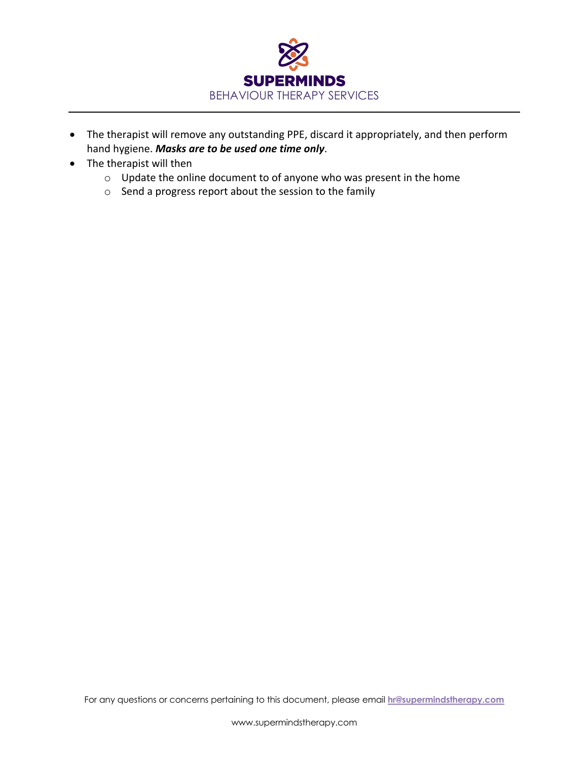- The therapist will remove any outstanding PPE, discard it appropriately, and then perform hand hygiene. ***Masks are to be used one time only***.
- The therapist will then
  - Update the online document to of anyone who was present in the home
  - Send a progress report about the session to the family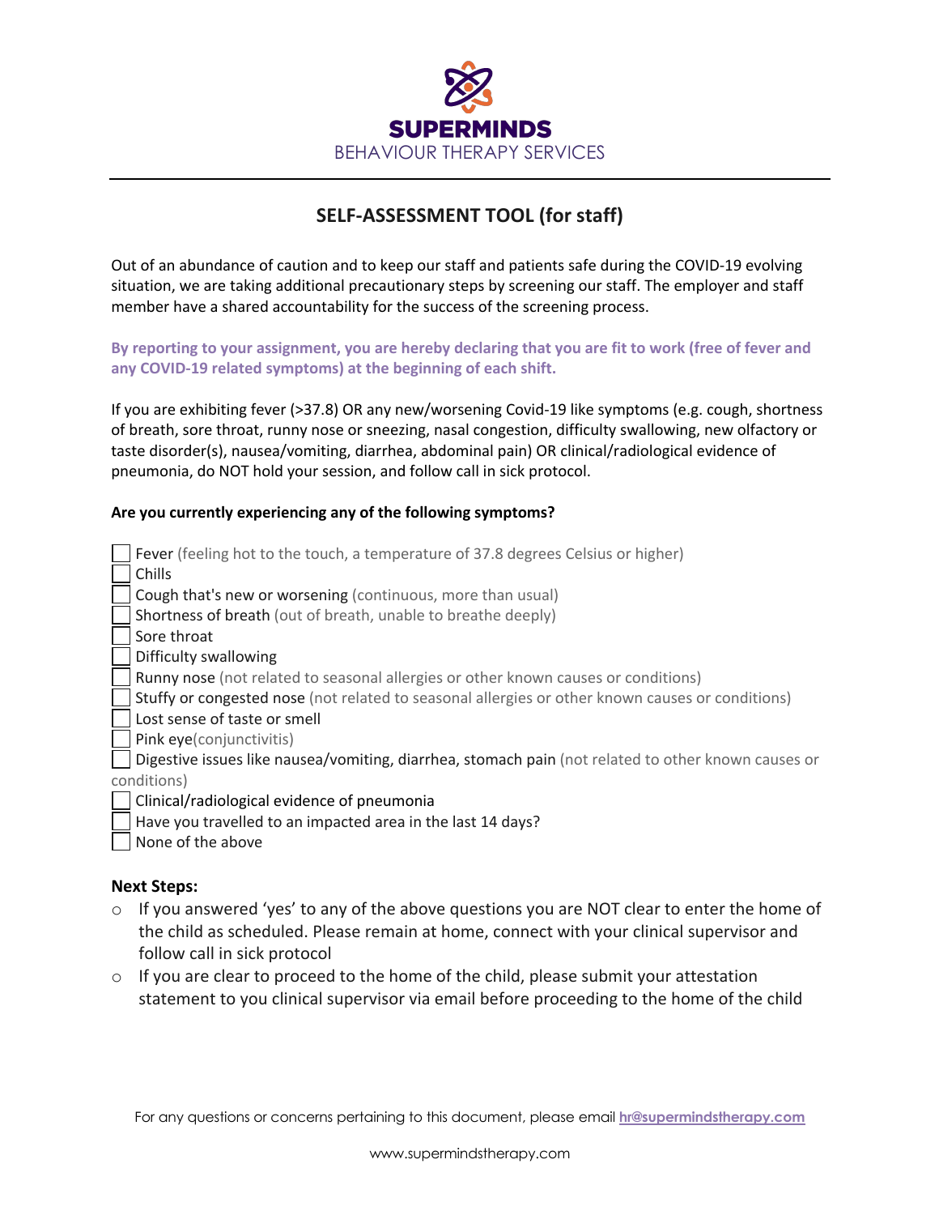**SUPERMINDS**
BEHAVIOUR THERAPY SERVICES

## SELF-ASSESSMENT TOOL (for staff)

Out of an abundance of caution and to keep our staff and patients safe during the COVID-19 evolving situation, we are taking additional precautionary steps by screening our staff. The employer and staff member have a shared accountability for the success of the screening process.

**By reporting to your assignment, you are hereby declaring that you are fit to work (free of fever and any COVID-19 related symptoms) at the beginning of each shift.**

If you are exhibiting fever (>37.8) OR any new/worsening Covid-19 like symptoms (e.g. cough, shortness of breath, sore throat, runny nose or sneezing, nasal congestion, difficulty swallowing, new olfactory or taste disorder(s), nausea/vomiting, diarrhea, abdominal pain) OR clinical/radiological evidence of pneumonia, do NOT hold your session, and follow call in sick protocol.

**Are you currently experiencing any of the following symptoms?**

- [ ] Fever (feeling hot to the touch, a temperature of 37.8 degrees Celsius or higher)
- [ ] Chills
- [ ] Cough that's new or worsening (continuous, more than usual)
- [ ] Shortness of breath (out of breath, unable to breathe deeply)
- [ ] Sore throat
- [ ] Difficulty swallowing
- [ ] Runny nose (not related to seasonal allergies or other known causes or conditions)
- [ ] Stuffy or congested nose (not related to seasonal allergies or other known causes or conditions)
- [ ] Lost sense of taste or smell
- [ ] Pink eye(conjunctivitis)
- [ ] Digestive issues like nausea/vomiting, diarrhea, stomach pain (not related to other known causes or conditions)
- [ ] Clinical/radiological evidence of pneumonia
- [ ] Have you travelled to an impacted area in the last 14 days?
- [ ] None of the above

### Next Steps:

- If you answered 'yes' to any of the above questions you are NOT clear to enter the home of the child as scheduled. Please remain at home, connect with your clinical supervisor and follow call in sick protocol
- If you are clear to proceed to the home of the child, please submit your attestation statement to you clinical supervisor via email before proceeding to the home of the child

For any questions or concerns pertaining to this document, please email **hr@supermindstherapy.com**

www.supermindstherapy.com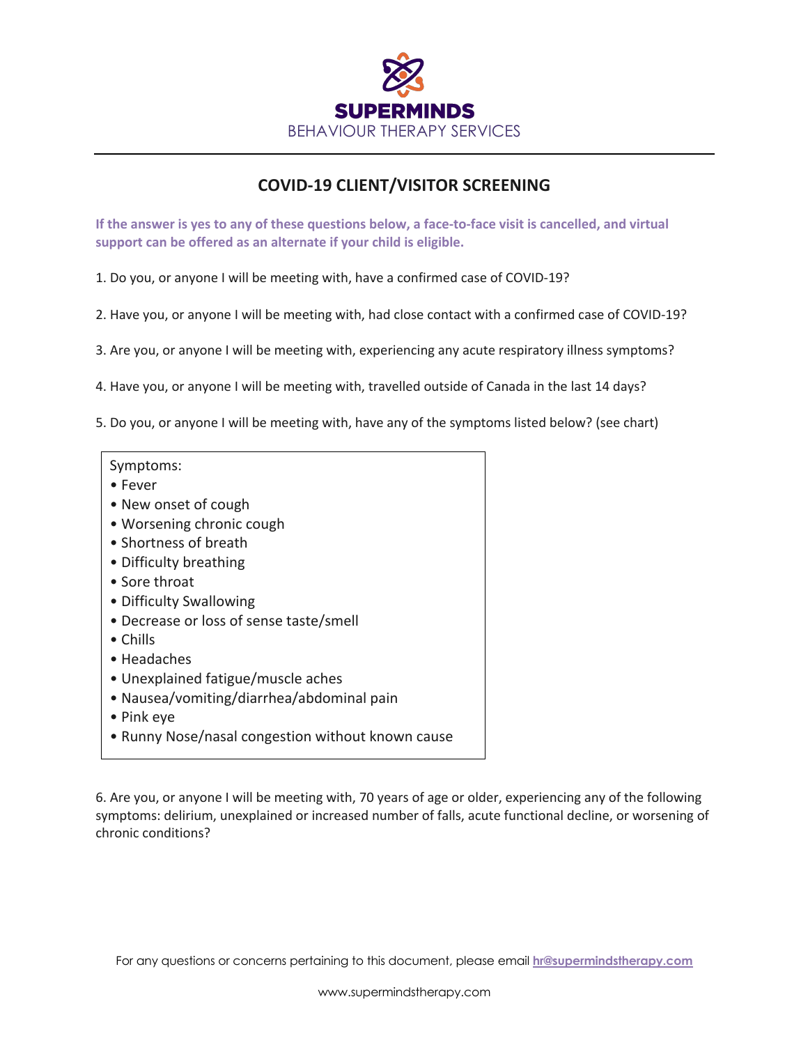**SUPERMINDS**
BEHAVIOUR THERAPY SERVICES

## COVID-19 CLIENT/VISITOR SCREENING

**If the answer is yes to any of these questions below, a face-to-face visit is cancelled, and virtual support can be offered as an alternate if your child is eligible.**

1. Do you, or anyone I will be meeting with, have a confirmed case of COVID-19?

2. Have you, or anyone I will be meeting with, had close contact with a confirmed case of COVID-19?

3. Are you, or anyone I will be meeting with, experiencing any acute respiratory illness symptoms?

4. Have you, or anyone I will be meeting with, travelled outside of Canada in the last 14 days?

5. Do you, or anyone I will be meeting with, have any of the symptoms listed below? (see chart)

Symptoms:
- Fever
- New onset of cough
- Worsening chronic cough
- Shortness of breath
- Difficulty breathing
- Sore throat
- Difficulty Swallowing
- Decrease or loss of sense taste/smell
- Chills
- Headaches
- Unexplained fatigue/muscle aches
- Nausea/vomiting/diarrhea/abdominal pain
- Pink eye
- Runny Nose/nasal congestion without known cause

6. Are you, or anyone I will be meeting with, 70 years of age or older, experiencing any of the following symptoms: delirium, unexplained or increased number of falls, acute functional decline, or worsening of chronic conditions?

For any questions or concerns pertaining to this document, please email **hr@supermindstherapy.com**

www.supermindstherapy.com